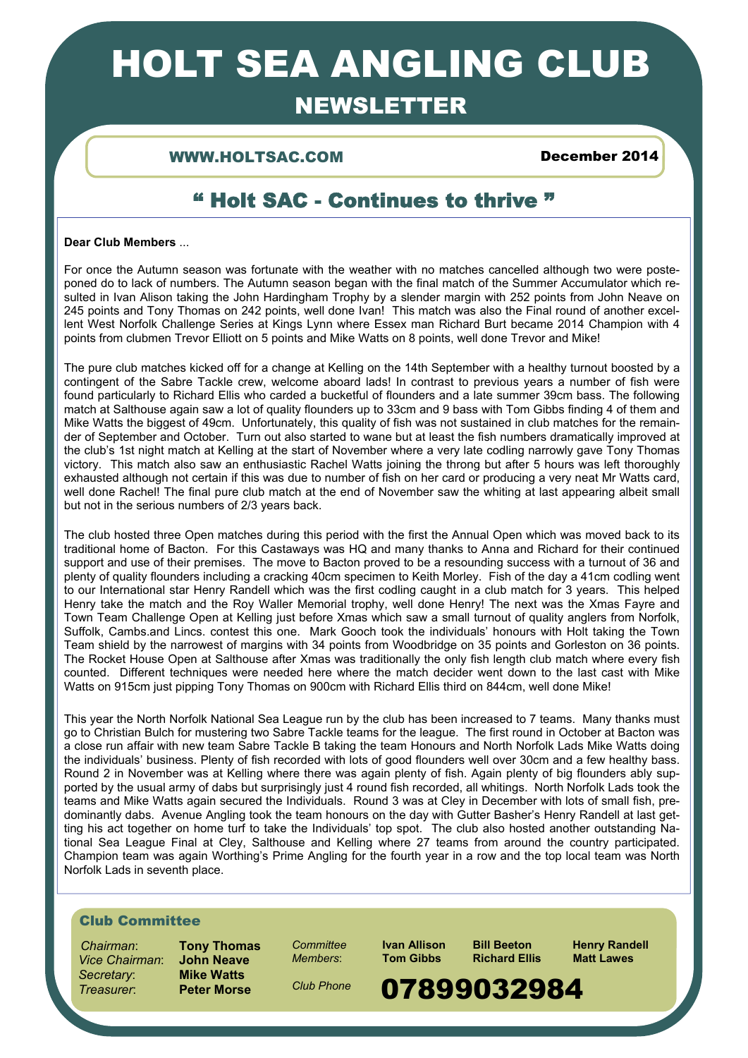# HOLT SEA ANGLING CLUB

## NEWSLETTER

WWW.HOLTSAC.COM

December 2014

## " Holt SAC - Continues to thrive "

**Dear Club Members** ...

For once the Autumn season was fortunate with the weather with no matches cancelled although two were posteponed do to lack of numbers. The Autumn season began with the final match of the Summer Accumulator which resulted in Ivan Alison taking the John Hardingham Trophy by a slender margin with 252 points from John Neave on 245 points and Tony Thomas on 242 points, well done Ivan! This match was also the Final round of another excellent West Norfolk Challenge Series at Kings Lynn where Essex man Richard Burt became 2014 Champion with 4 points from clubmen Trevor Elliott on 5 points and Mike Watts on 8 points, well done Trevor and Mike!

The pure club matches kicked off for a change at Kelling on the 14th September with a healthy turnout boosted by a contingent of the Sabre Tackle crew, welcome aboard lads! In contrast to previous years a number of fish were found particularly to Richard Ellis who carded a bucketful of flounders and a late summer 39cm bass. The following match at Salthouse again saw a lot of quality flounders up to 33cm and 9 bass with Tom Gibbs finding 4 of them and Mike Watts the biggest of 49cm. Unfortunately, this quality of fish was not sustained in club matches for the remainder of September and October. Turn out also started to wane but at least the fish numbers dramatically improved at the club's 1st night match at Kelling at the start of November where a very late codling narrowly gave Tony Thomas victory. This match also saw an enthusiastic Rachel Watts joining the throng but after 5 hours was left thoroughly exhausted although not certain if this was due to number of fish on her card or producing a very neat Mr Watts card, well done Rachel! The final pure club match at the end of November saw the whiting at last appearing albeit small but not in the serious numbers of 2/3 years back.

The club hosted three Open matches during this period with the first the Annual Open which was moved back to its traditional home of Bacton. For this Castaways was HQ and many thanks to Anna and Richard for their continued support and use of their premises. The move to Bacton proved to be a resounding success with a turnout of 36 and plenty of quality flounders including a cracking 40cm specimen to Keith Morley. Fish of the day a 41cm codling went to our International star Henry Randell which was the first codling caught in a club match for 3 years. This helped Henry take the match and the Roy Waller Memorial trophy, well done Henry! The next was the Xmas Fayre and Town Team Challenge Open at Kelling just before Xmas which saw a small turnout of quality anglers from Norfolk, Suffolk, Cambs.and Lincs. contest this one. Mark Gooch took the individuals' honours with Holt taking the Town Team shield by the narrowest of margins with 34 points from Woodbridge on 35 points and Gorleston on 36 points. The Rocket House Open at Salthouse after Xmas was traditionally the only fish length club match where every fish counted. Different techniques were needed here where the match decider went down to the last cast with Mike Watts on 915cm just pipping Tony Thomas on 900cm with Richard Ellis third on 844cm, well done Mike!

This year the North Norfolk National Sea League run by the club has been increased to 7 teams. Many thanks must go to Christian Bulch for mustering two Sabre Tackle teams for the league. The first round in October at Bacton was a close run affair with new team Sabre Tackle B taking the team Honours and North Norfolk Lads Mike Watts doing the individuals' business. Plenty of fish recorded with lots of good flounders well over 30cm and a few healthy bass. Round 2 in November was at Kelling where there was again plenty of fish. Again plenty of big flounders ably supported by the usual army of dabs but surprisingly just 4 round fish recorded, all whitings. North Norfolk Lads took the teams and Mike Watts again secured the Individuals. Round 3 was at Cley in December with lots of small fish, predominantly dabs. Avenue Angling took the team honours on the day with Gutter Basher's Henry Randell at last getting his act together on home turf to take the Individuals' top spot. The club also hosted another outstanding National Sea League Final at Cley, Salthouse and Kelling where 27 teams from around the country participated. Champion team was again Worthing's Prime Angling for the fourth year in a row and the top local team was North Norfolk Lads in seventh place.

### Club Committee

*Chairman*: **Tony Thomas**
*Vice Chairman*: **John Neave**
*Secretary*: **Mike Watts**
*Treasurer*: **Peter Morse**

*Committee Members*: **Ivan Allison**, **Tom Gibbs**, **Bill Beeton**, **Richard Ellis**, **Henry Randell**, **Matt Lawes**

*Club Phone* **07899032984**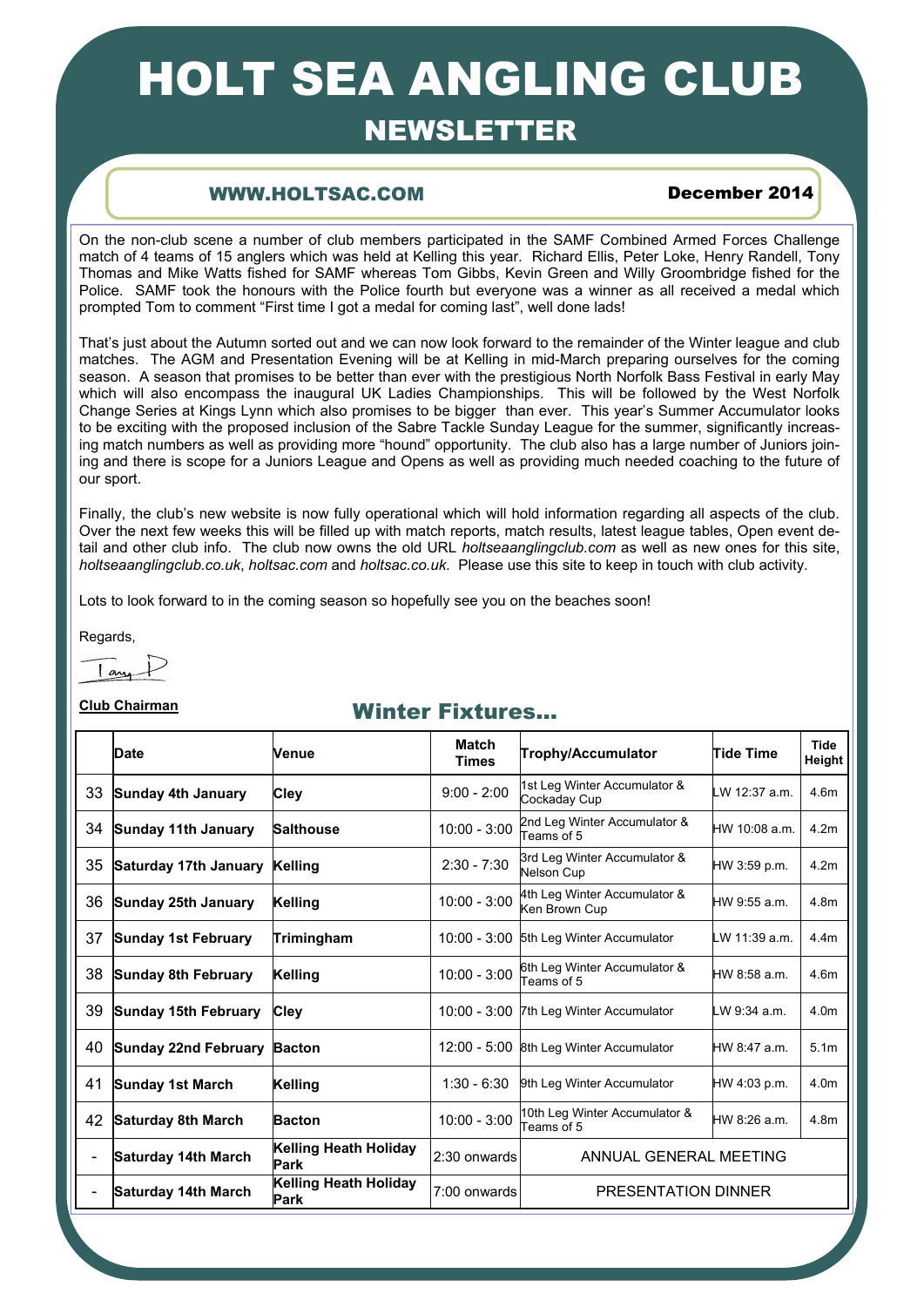# HOLT SEA ANGLING CLUB

## NEWSLETTER

WWW.HOLTSAC.COM

December 2014

On the non-club scene a number of club members participated in the SAMF Combined Armed Forces Challenge match of 4 teams of 15 anglers which was held at Kelling this year. Richard Ellis, Peter Loke, Henry Randell, Tony Thomas and Mike Watts fished for SAMF whereas Tom Gibbs, Kevin Green and Willy Groombridge fished for the Police. SAMF took the honours with the Police fourth but everyone was a winner as all received a medal which prompted Tom to comment "First time I got a medal for coming last", well done lads!

That's just about the Autumn sorted out and we can now look forward to the remainder of the Winter league and club matches. The AGM and Presentation Evening will be at Kelling in mid-March preparing ourselves for the coming season. A season that promises to be better than ever with the prestigious North Norfolk Bass Festival in early May which will also encompass the inaugural UK Ladies Championships. This will be followed by the West Norfolk Change Series at Kings Lynn which also promises to be bigger than ever. This year's Summer Accumulator looks to be exciting with the proposed inclusion of the Sabre Tackle Sunday League for the summer, significantly increasing match numbers as well as providing more "hound" opportunity. The club also has a large number of Juniors joining and there is scope for a Juniors League and Opens as well as providing much needed coaching to the future of our sport.

Finally, the club's new website is now fully operational which will hold information regarding all aspects of the club. Over the next few weeks this will be filled up with match reports, match results, latest league tables, Open event detail and other club info. The club now owns the old URL *holtseaanglingclub.com* as well as new ones for this site, *holtseaanglingclub.co.uk*, *holtsac.com* and *holtsac.co.uk*. Please use this site to keep in touch with club activity.

Lots to look forward to in the coming season so hopefully see you on the beaches soon!

Regards,

Tony P

**Club Chairman**

## Winter Fixtures...

| | Date | Venue | Match Times | Trophy/Accumulator | Tide Time | Tide Height |
|---|---|---|---|---|---|---|
| 33 | **Sunday 4th January** | **Cley** | 9:00 - 2:00 | 1st Leg Winter Accumulator & Cockaday Cup | LW 12:37 a.m. | 4.6m |
| 34 | **Sunday 11th January** | **Salthouse** | 10:00 - 3:00 | 2nd Leg Winter Accumulator & Teams of 5 | HW 10:08 a.m. | 4.2m |
| 35 | **Saturday 17th January** | **Kelling** | 2:30 - 7:30 | 3rd Leg Winter Accumulator & Nelson Cup | HW 3:59 p.m. | 4.2m |
| 36 | **Sunday 25th January** | **Kelling** | 10:00 - 3:00 | 4th Leg Winter Accumulator & Ken Brown Cup | HW 9:55 a.m. | 4.8m |
| 37 | **Sunday 1st February** | **Trimingham** | 10:00 - 3:00 | 5th Leg Winter Accumulator | LW 11:39 a.m. | 4.4m |
| 38 | **Sunday 8th February** | **Kelling** | 10:00 - 3:00 | 6th Leg Winter Accumulator & Teams of 5 | HW 8:58 a.m. | 4.6m |
| 39 | **Sunday 15th February** | **Cley** | 10:00 - 3:00 | 7th Leg Winter Accumulator | LW 9:34 a.m. | 4.0m |
| 40 | **Sunday 22nd February** | **Bacton** | 12:00 - 5:00 | 8th Leg Winter Accumulator | HW 8:47 a.m. | 5.1m |
| 41 | **Sunday 1st March** | **Kelling** | 1:30 - 6:30 | 9th Leg Winter Accumulator | HW 4:03 p.m. | 4.0m |
| 42 | **Saturday 8th March** | **Bacton** | 10:00 - 3:00 | 10th Leg Winter Accumulator & Teams of 5 | HW 8:26 a.m. | 4.8m |
| - | **Saturday 14th March** | **Kelling Heath Holiday Park** | 2:30 onwards | ANNUAL GENERAL MEETING | | |
| - | **Saturday 14th March** | **Kelling Heath Holiday Park** | 7:00 onwards | PRESENTATION DINNER | | |